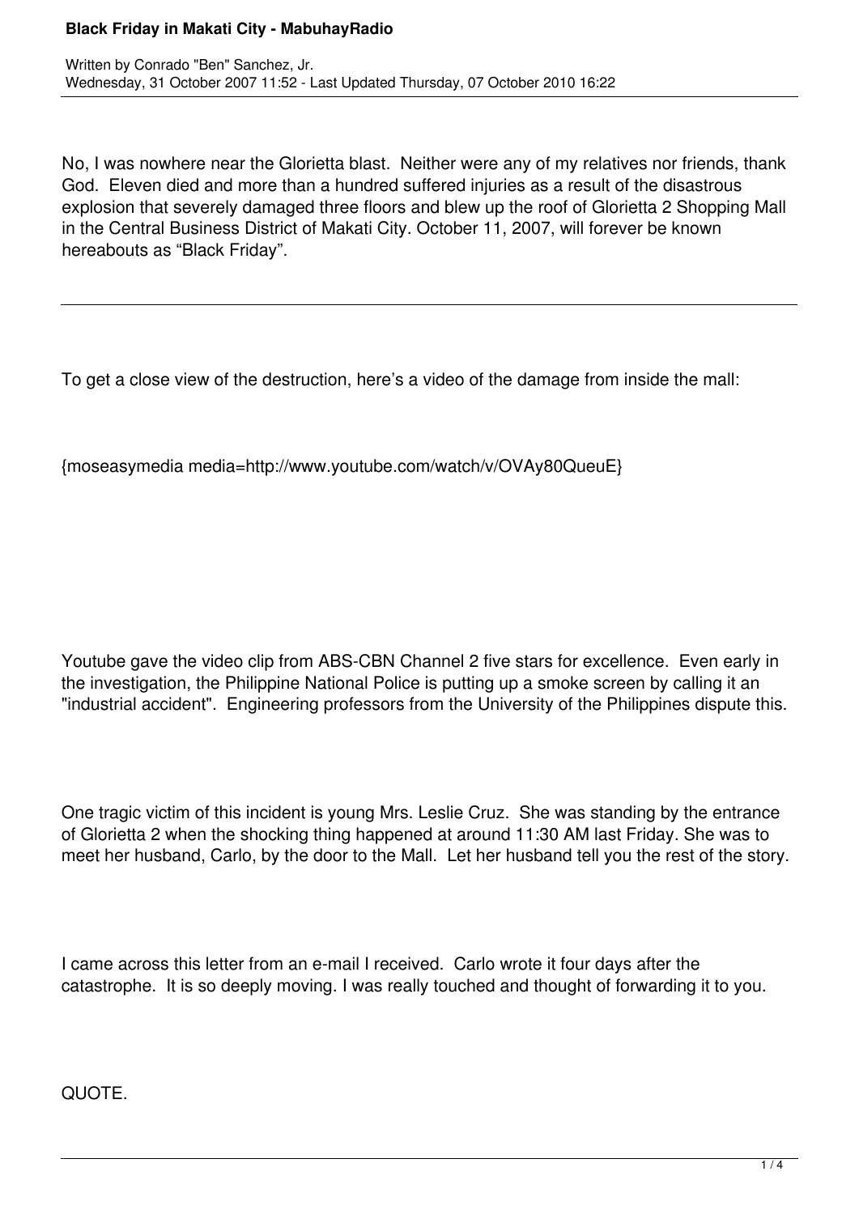# Black Friday in Makati City - MabuhayRadio

Written by Conrado "Ben" Sanchez, Jr.
Wednesday, 31 October 2007 11:52 - Last Updated Thursday, 07 October 2010 16:22

No, I was nowhere near the Glorietta blast. Neither were any of my relatives nor friends, thank God. Eleven died and more than a hundred suffered injuries as a result of the disastrous explosion that severely damaged three floors and blew up the roof of Glorietta 2 Shopping Mall in the Central Business District of Makati City. October 11, 2007, will forever be known hereabouts as "Black Friday".

---

To get a close view of the destruction, here's a video of the damage from inside the mall:

{moseasymedia media=http://www.youtube.com/watch/v/OVAy80QueuE}

Youtube gave the video clip from ABS-CBN Channel 2 five stars for excellence. Even early in the investigation, the Philippine National Police is putting up a smoke screen by calling it an "industrial accident". Engineering professors from the University of the Philippines dispute this.

One tragic victim of this incident is young Mrs. Leslie Cruz. She was standing by the entrance of Glorietta 2 when the shocking thing happened at around 11:30 AM last Friday. She was to meet her husband, Carlo, by the door to the Mall. Let her husband tell you the rest of the story.

I came across this letter from an e-mail I received. Carlo wrote it four days after the catastrophe. It is so deeply moving. I was really touched and thought of forwarding it to you.

QUOTE.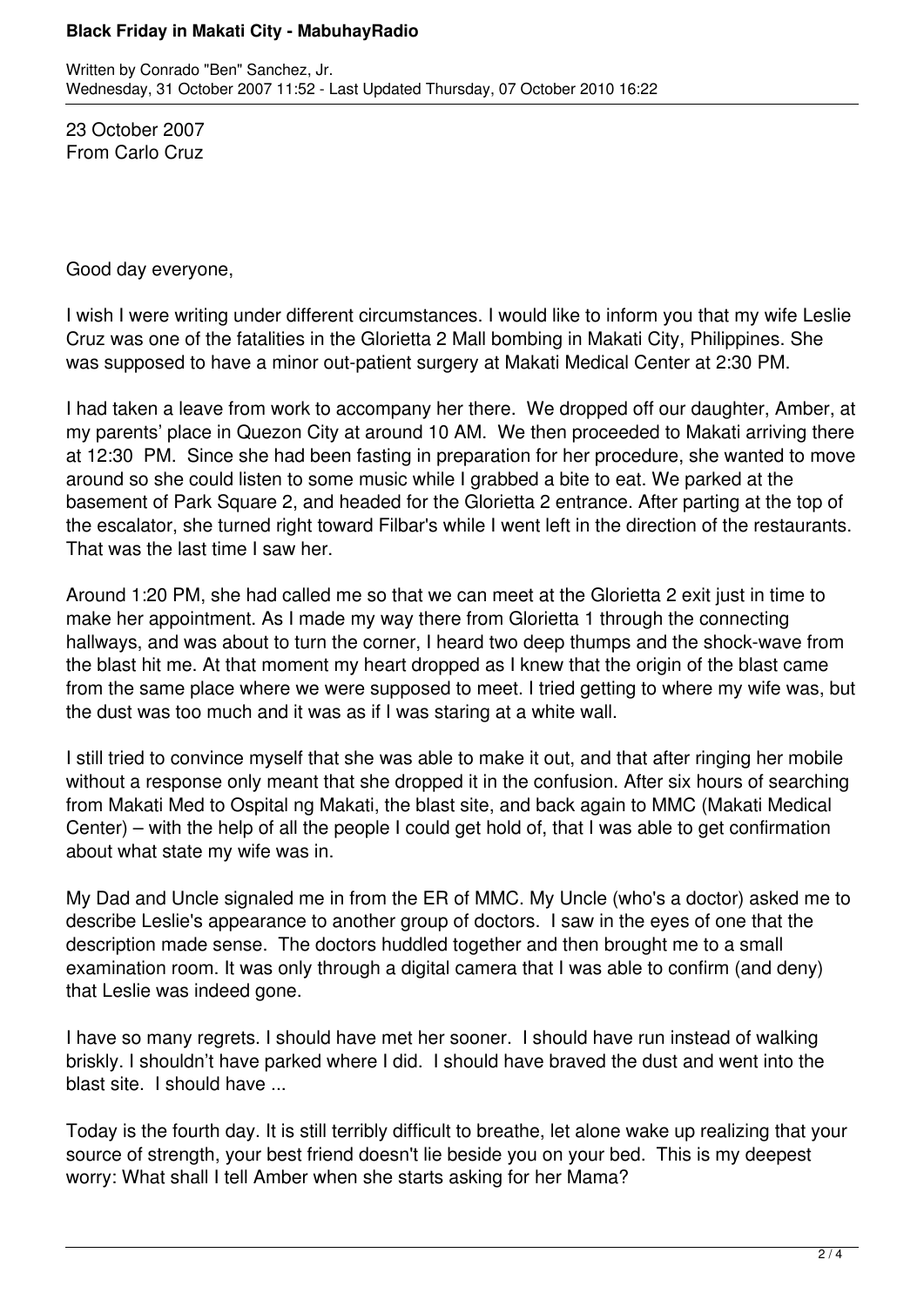23 October 2007
From Carlo Cruz

Good day everyone,

I wish I were writing under different circumstances. I would like to inform you that my wife Leslie Cruz was one of the fatalities in the Glorietta 2 Mall bombing in Makati City, Philippines. She was supposed to have a minor out-patient surgery at Makati Medical Center at 2:30 PM.

I had taken a leave from work to accompany her there. We dropped off our daughter, Amber, at my parents' place in Quezon City at around 10 AM. We then proceeded to Makati arriving there at 12:30 PM. Since she had been fasting in preparation for her procedure, she wanted to move around so she could listen to some music while I grabbed a bite to eat. We parked at the basement of Park Square 2, and headed for the Glorietta 2 entrance. After parting at the top of the escalator, she turned right toward Filbar's while I went left in the direction of the restaurants. That was the last time I saw her.

Around 1:20 PM, she had called me so that we can meet at the Glorietta 2 exit just in time to make her appointment. As I made my way there from Glorietta 1 through the connecting hallways, and was about to turn the corner, I heard two deep thumps and the shock-wave from the blast hit me. At that moment my heart dropped as I knew that the origin of the blast came from the same place where we were supposed to meet. I tried getting to where my wife was, but the dust was too much and it was as if I was staring at a white wall.

I still tried to convince myself that she was able to make it out, and that after ringing her mobile without a response only meant that she dropped it in the confusion. After six hours of searching from Makati Med to Ospital ng Makati, the blast site, and back again to MMC (Makati Medical Center) – with the help of all the people I could get hold of, that I was able to get confirmation about what state my wife was in.

My Dad and Uncle signaled me in from the ER of MMC. My Uncle (who's a doctor) asked me to describe Leslie's appearance to another group of doctors. I saw in the eyes of one that the description made sense. The doctors huddled together and then brought me to a small examination room. It was only through a digital camera that I was able to confirm (and deny) that Leslie was indeed gone.

I have so many regrets. I should have met her sooner. I should have run instead of walking briskly. I shouldn't have parked where I did. I should have braved the dust and went into the blast site. I should have ...

Today is the fourth day. It is still terribly difficult to breathe, let alone wake up realizing that your source of strength, your best friend doesn't lie beside you on your bed. This is my deepest worry: What shall I tell Amber when she starts asking for her Mama?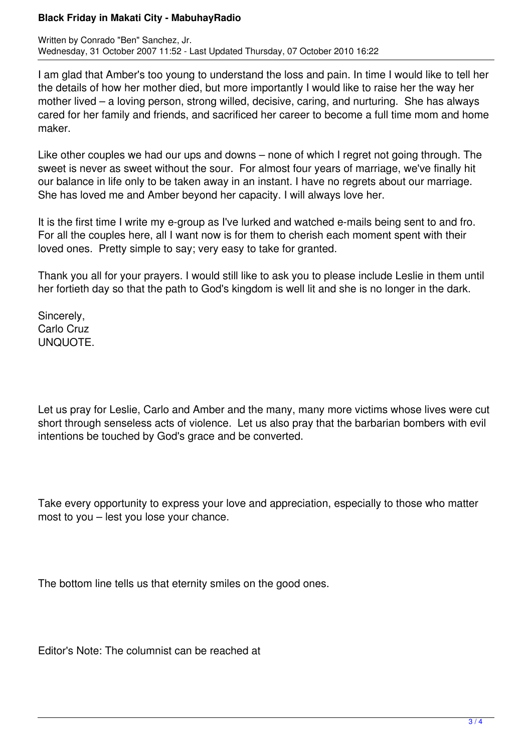I am glad that Amber's too young to understand the loss and pain. In time I would like to tell her the details of how her mother died, but more importantly I would like to raise her the way her mother lived – a loving person, strong willed, decisive, caring, and nurturing. She has always cared for her family and friends, and sacrificed her career to become a full time mom and home maker.

Like other couples we had our ups and downs – none of which I regret not going through. The sweet is never as sweet without the sour. For almost four years of marriage, we've finally hit our balance in life only to be taken away in an instant. I have no regrets about our marriage. She has loved me and Amber beyond her capacity. I will always love her.

It is the first time I write my e-group as I've lurked and watched e-mails being sent to and fro. For all the couples here, all I want now is for them to cherish each moment spent with their loved ones. Pretty simple to say; very easy to take for granted.

Thank you all for your prayers. I would still like to ask you to please include Leslie in them until her fortieth day so that the path to God's kingdom is well lit and she is no longer in the dark.

Sincerely,
Carlo Cruz
UNQUOTE.

Let us pray for Leslie, Carlo and Amber and the many, many more victims whose lives were cut short through senseless acts of violence. Let us also pray that the barbarian bombers with evil intentions be touched by God's grace and be converted.

Take every opportunity to express your love and appreciation, especially to those who matter most to you – lest you lose your chance.

The bottom line tells us that eternity smiles on the good ones.

Editor's Note: The columnist can be reached at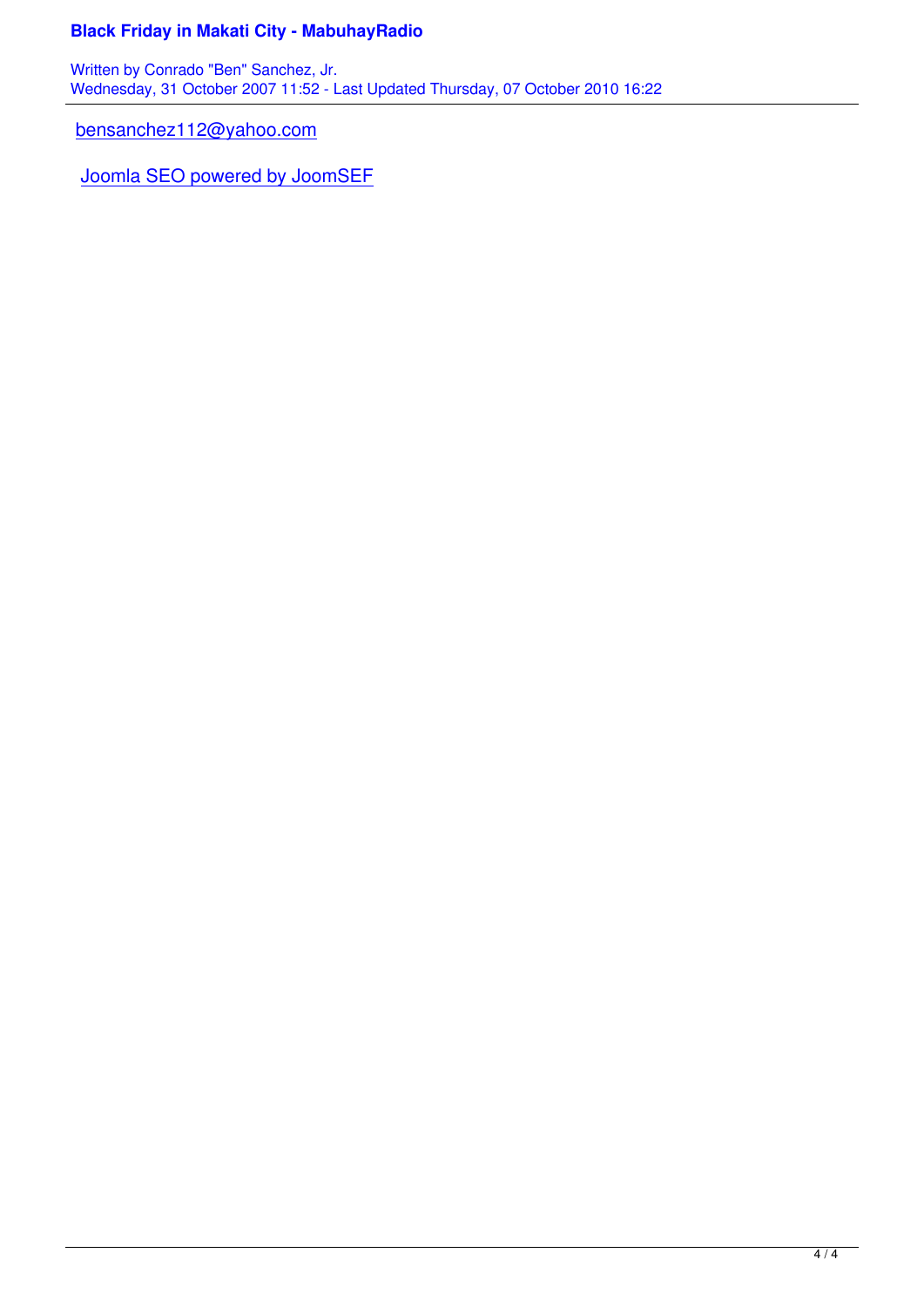bensanchez112@yahoo.com

Joomla SEO powered by JoomSEF